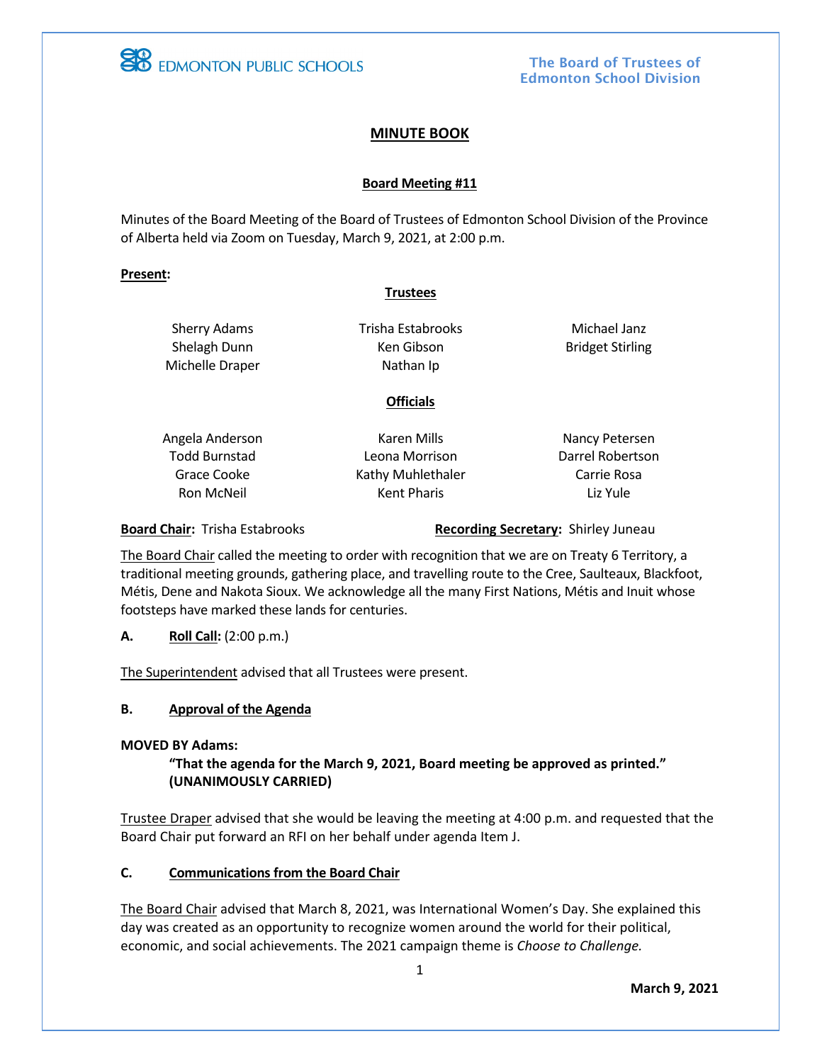EDMONTON PUBLIC SCHOOLS

The Board of Trustees of Edmonton School Division

# MINUTE BOOK

## Board Meeting #11

Minutes of the Board Meeting of the Board of Trustees of Edmonton School Division of the Province of Alberta held via Zoom on Tuesday, March 9, 2021, at 2:00 p.m.

**Present:**

**Trustees**

| | | |
|---|---|---|
| Sherry Adams | Trisha Estabrooks | Michael Janz |
| Shelagh Dunn | Ken Gibson | Bridget Stirling |
| Michelle Draper | Nathan Ip | |

**Officials**

| | | |
|---|---|---|
| Angela Anderson | Karen Mills | Nancy Petersen |
| Todd Burnstad | Leona Morrison | Darrel Robertson |
| Grace Cooke | Kathy Muhlethaler | Carrie Rosa |
| Ron McNeil | Kent Pharis | Liz Yule |

**Board Chair:** Trisha Estabrooks     **Recording Secretary:** Shirley Juneau

The Board Chair called the meeting to order with recognition that we are on Treaty 6 Territory, a traditional meeting grounds, gathering place, and travelling route to the Cree, Saulteaux, Blackfoot, Métis, Dene and Nakota Sioux. We acknowledge all the many First Nations, Métis and Inuit whose footsteps have marked these lands for centuries.

**A. Roll Call:** (2:00 p.m.)

The Superintendent advised that all Trustees were present.

**B. Approval of the Agenda**

**MOVED BY Adams:**

**"That the agenda for the March 9, 2021, Board meeting be approved as printed." (UNANIMOUSLY CARRIED)**

Trustee Draper advised that she would be leaving the meeting at 4:00 p.m. and requested that the Board Chair put forward an RFI on her behalf under agenda Item J.

**C. Communications from the Board Chair**

The Board Chair advised that March 8, 2021, was International Women's Day. She explained this day was created as an opportunity to recognize women around the world for their political, economic, and social achievements. The 2021 campaign theme is *Choose to Challenge.*

**March 9, 2021**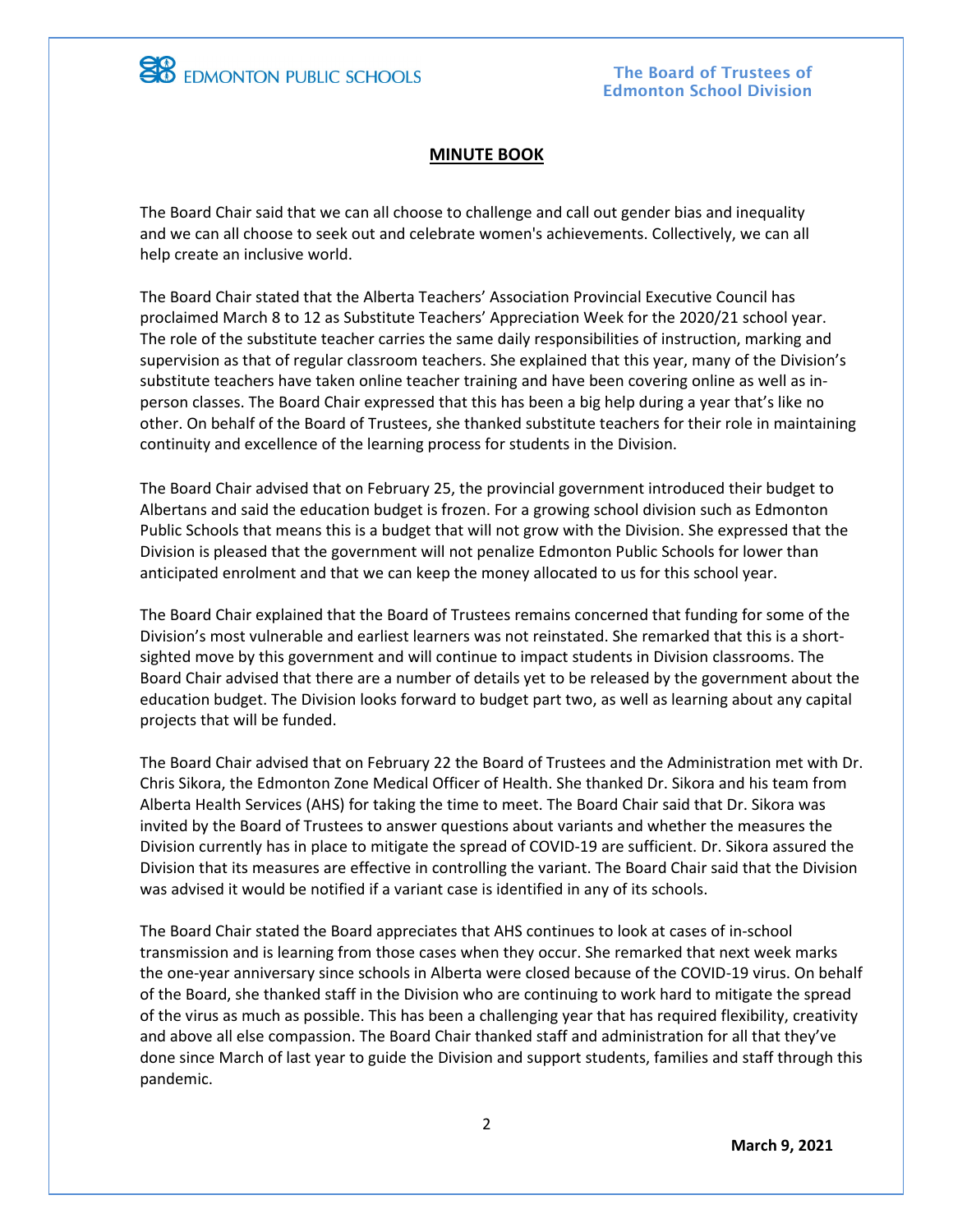**MINUTE BOOK**

The Board Chair said that we can all choose to challenge and call out gender bias and inequality and we can all choose to seek out and celebrate women's achievements. Collectively, we can all help create an inclusive world.

The Board Chair stated that the Alberta Teachers' Association Provincial Executive Council has proclaimed March 8 to 12 as Substitute Teachers' Appreciation Week for the 2020/21 school year. The role of the substitute teacher carries the same daily responsibilities of instruction, marking and supervision as that of regular classroom teachers. She explained that this year, many of the Division's substitute teachers have taken online teacher training and have been covering online as well as in-person classes. The Board Chair expressed that this has been a big help during a year that's like no other. On behalf of the Board of Trustees, she thanked substitute teachers for their role in maintaining continuity and excellence of the learning process for students in the Division.

The Board Chair advised that on February 25, the provincial government introduced their budget to Albertans and said the education budget is frozen. For a growing school division such as Edmonton Public Schools that means this is a budget that will not grow with the Division. She expressed that the Division is pleased that the government will not penalize Edmonton Public Schools for lower than anticipated enrolment and that we can keep the money allocated to us for this school year.

The Board Chair explained that the Board of Trustees remains concerned that funding for some of the Division's most vulnerable and earliest learners was not reinstated. She remarked that this is a short-sighted move by this government and will continue to impact students in Division classrooms. The Board Chair advised that there are a number of details yet to be released by the government about the education budget. The Division looks forward to budget part two, as well as learning about any capital projects that will be funded.

The Board Chair advised that on February 22 the Board of Trustees and the Administration met with Dr. Chris Sikora, the Edmonton Zone Medical Officer of Health. She thanked Dr. Sikora and his team from Alberta Health Services (AHS) for taking the time to meet. The Board Chair said that Dr. Sikora was invited by the Board of Trustees to answer questions about variants and whether the measures the Division currently has in place to mitigate the spread of COVID-19 are sufficient. Dr. Sikora assured the Division that its measures are effective in controlling the variant. The Board Chair said that the Division was advised it would be notified if a variant case is identified in any of its schools.

The Board Chair stated the Board appreciates that AHS continues to look at cases of in-school transmission and is learning from those cases when they occur. She remarked that next week marks the one-year anniversary since schools in Alberta were closed because of the COVID-19 virus. On behalf of the Board, she thanked staff in the Division who are continuing to work hard to mitigate the spread of the virus as much as possible. This has been a challenging year that has required flexibility, creativity and above all else compassion. The Board Chair thanked staff and administration for all that they've done since March of last year to guide the Division and support students, families and staff through this pandemic.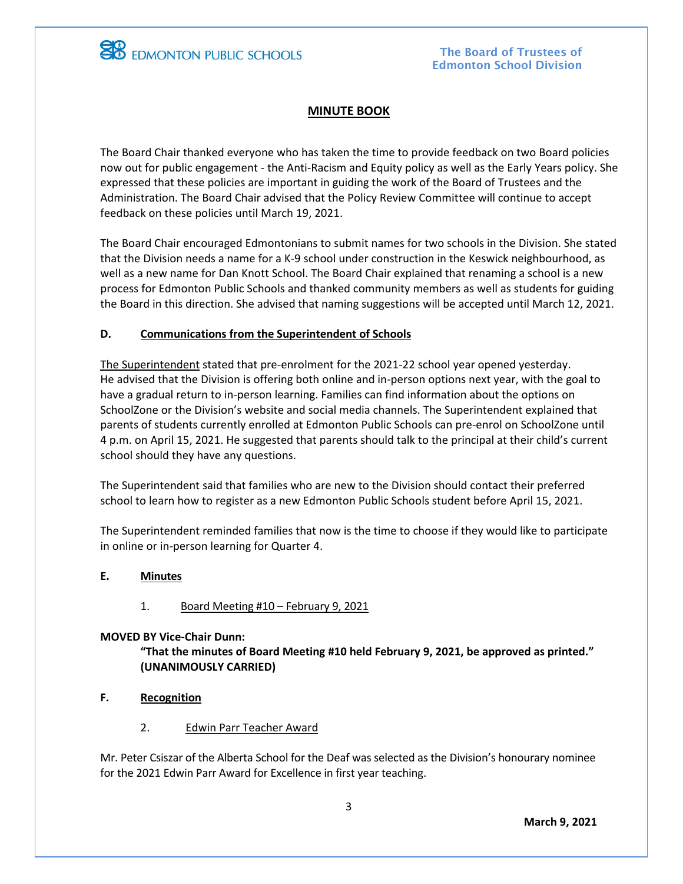The Board Chair thanked everyone who has taken the time to provide feedback on two Board policies now out for public engagement - the Anti-Racism and Equity policy as well as the Early Years policy. She expressed that these policies are important in guiding the work of the Board of Trustees and the Administration. The Board Chair advised that the Policy Review Committee will continue to accept feedback on these policies until March 19, 2021.

The Board Chair encouraged Edmontonians to submit names for two schools in the Division. She stated that the Division needs a name for a K-9 school under construction in the Keswick neighbourhood, as well as a new name for Dan Knott School. The Board Chair explained that renaming a school is a new process for Edmonton Public Schools and thanked community members as well as students for guiding the Board in this direction. She advised that naming suggestions will be accepted until March 12, 2021.

**D. Communications from the Superintendent of Schools**

The Superintendent stated that pre-enrolment for the 2021-22 school year opened yesterday. He advised that the Division is offering both online and in-person options next year, with the goal to have a gradual return to in-person learning. Families can find information about the options on SchoolZone or the Division's website and social media channels. The Superintendent explained that parents of students currently enrolled at Edmonton Public Schools can pre-enrol on SchoolZone until 4 p.m. on April 15, 2021. He suggested that parents should talk to the principal at their child's current school should they have any questions.

The Superintendent said that families who are new to the Division should contact their preferred school to learn how to register as a new Edmonton Public Schools student before April 15, 2021.

The Superintendent reminded families that now is the time to choose if they would like to participate in online or in-person learning for Quarter 4.

**E. Minutes**

1. Board Meeting #10 – February 9, 2021

**MOVED BY Vice-Chair Dunn:**

**"That the minutes of Board Meeting #10 held February 9, 2021, be approved as printed." (UNANIMOUSLY CARRIED)**

**F. Recognition**

2. Edwin Parr Teacher Award

Mr. Peter Csiszar of the Alberta School for the Deaf was selected as the Division's honourary nominee for the 2021 Edwin Parr Award for Excellence in first year teaching.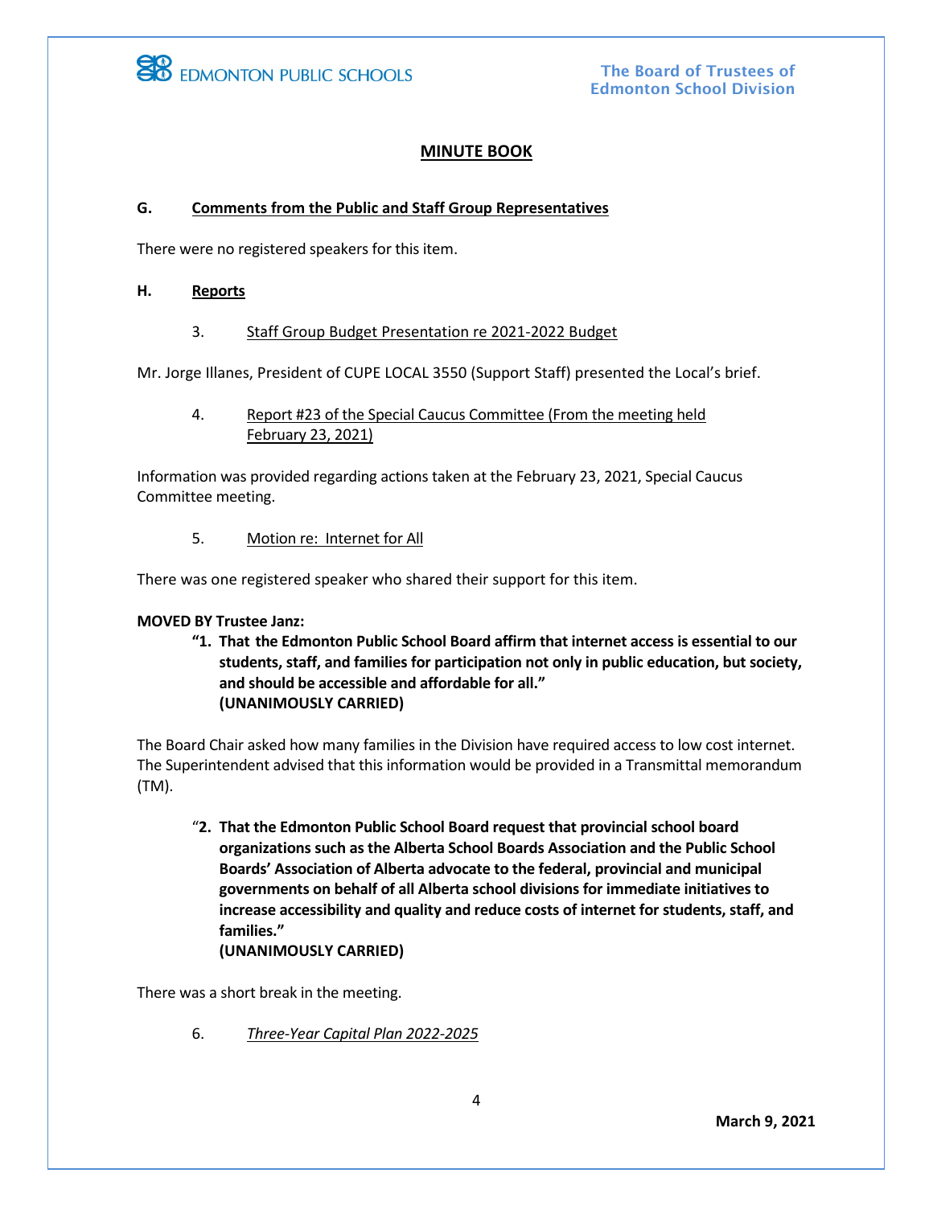## MINUTE BOOK

### G. Comments from the Public and Staff Group Representatives

There were no registered speakers for this item.

### H. Reports

3. Staff Group Budget Presentation re 2021-2022 Budget

Mr. Jorge Illanes, President of CUPE LOCAL 3550 (Support Staff) presented the Local's brief.

4. Report #23 of the Special Caucus Committee (From the meeting held February 23, 2021)

Information was provided regarding actions taken at the February 23, 2021, Special Caucus Committee meeting.

5. Motion re: Internet for All

There was one registered speaker who shared their support for this item.

**MOVED BY Trustee Janz:**

> **"1. That the Edmonton Public School Board affirm that internet access is essential to our students, staff, and families for participation not only in public education, but society, and should be accessible and affordable for all."**
> **(UNANIMOUSLY CARRIED)**

The Board Chair asked how many families in the Division have required access to low cost internet. The Superintendent advised that this information would be provided in a Transmittal memorandum (TM).

> "**2. That the Edmonton Public School Board request that provincial school board organizations such as the Alberta School Boards Association and the Public School Boards' Association of Alberta advocate to the federal, provincial and municipal governments on behalf of all Alberta school divisions for immediate initiatives to increase accessibility and quality and reduce costs of internet for students, staff, and families."**
> **(UNANIMOUSLY CARRIED)**

There was a short break in the meeting.

6. *Three-Year Capital Plan 2022-2025*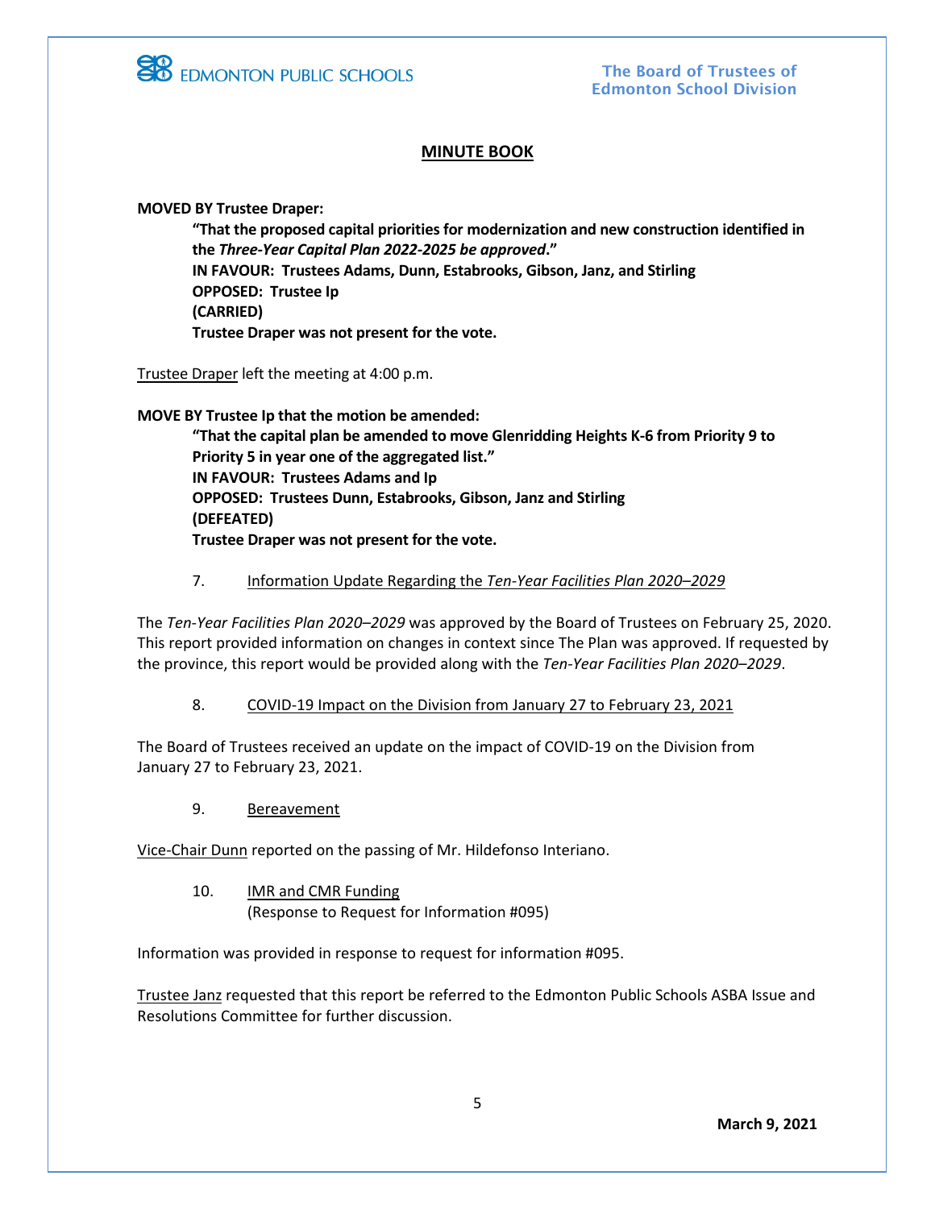**MOVED BY Trustee Draper:**

> **"That the proposed capital priorities for modernization and new construction identified in the *Three-Year Capital Plan 2022-2025 be approved*."**
> **IN FAVOUR: Trustees Adams, Dunn, Estabrooks, Gibson, Janz, and Stirling**
> **OPPOSED: Trustee Ip**
> **(CARRIED)**
> **Trustee Draper was not present for the vote.**

Trustee Draper left the meeting at 4:00 p.m.

**MOVE BY Trustee Ip that the motion be amended:**

> **"That the capital plan be amended to move Glenridding Heights K-6 from Priority 9 to Priority 5 in year one of the aggregated list."**
> **IN FAVOUR: Trustees Adams and Ip**
> **OPPOSED: Trustees Dunn, Estabrooks, Gibson, Janz and Stirling**
> **(DEFEATED)**
> **Trustee Draper was not present for the vote.**

7. Information Update Regarding the *Ten-Year Facilities Plan 2020–2029*

The *Ten-Year Facilities Plan 2020–2029* was approved by the Board of Trustees on February 25, 2020. This report provided information on changes in context since The Plan was approved. If requested by the province, this report would be provided along with the *Ten-Year Facilities Plan 2020–2029*.

8. COVID-19 Impact on the Division from January 27 to February 23, 2021

The Board of Trustees received an update on the impact of COVID-19 on the Division from January 27 to February 23, 2021.

9. Bereavement

Vice-Chair Dunn reported on the passing of Mr. Hildefonso Interiano.

10. IMR and CMR Funding
(Response to Request for Information #095)

Information was provided in response to request for information #095.

Trustee Janz requested that this report be referred to the Edmonton Public Schools ASBA Issue and Resolutions Committee for further discussion.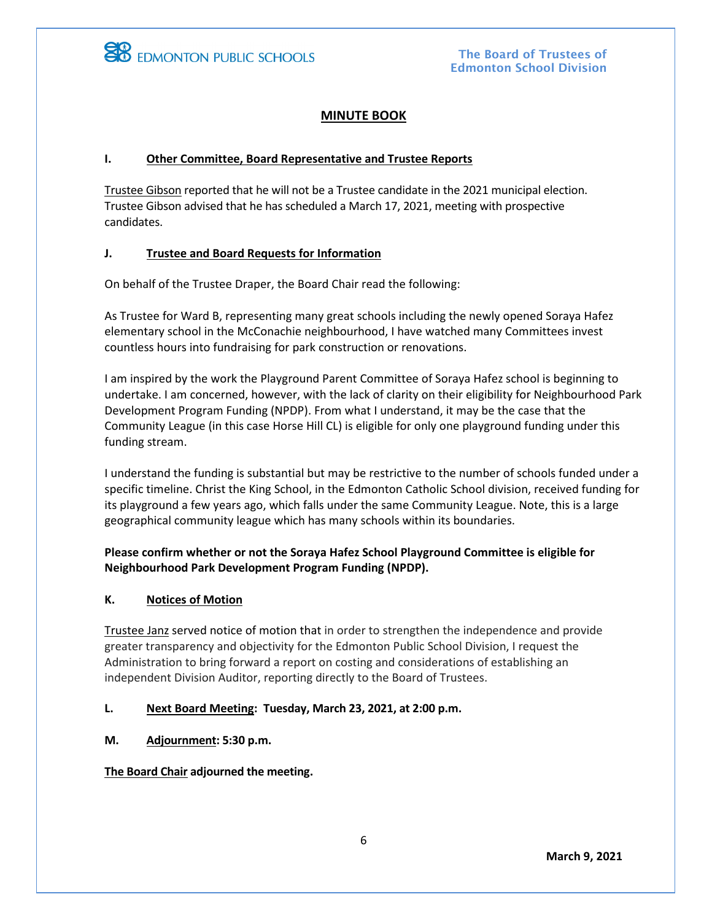## MINUTE BOOK

### I. Other Committee, Board Representative and Trustee Reports

Trustee Gibson reported that he will not be a Trustee candidate in the 2021 municipal election. Trustee Gibson advised that he has scheduled a March 17, 2021, meeting with prospective candidates.

### J. Trustee and Board Requests for Information

On behalf of the Trustee Draper, the Board Chair read the following:

As Trustee for Ward B, representing many great schools including the newly opened Soraya Hafez elementary school in the McConachie neighbourhood, I have watched many Committees invest countless hours into fundraising for park construction or renovations.

I am inspired by the work the Playground Parent Committee of Soraya Hafez school is beginning to undertake. I am concerned, however, with the lack of clarity on their eligibility for Neighbourhood Park Development Program Funding (NPDP). From what I understand, it may be the case that the Community League (in this case Horse Hill CL) is eligible for only one playground funding under this funding stream.

I understand the funding is substantial but may be restrictive to the number of schools funded under a specific timeline. Christ the King School, in the Edmonton Catholic School division, received funding for its playground a few years ago, which falls under the same Community League. Note, this is a large geographical community league which has many schools within its boundaries.

**Please confirm whether or not the Soraya Hafez School Playground Committee is eligible for Neighbourhood Park Development Program Funding (NPDP).**

### K. Notices of Motion

Trustee Janz served notice of motion that in order to strengthen the independence and provide greater transparency and objectivity for the Edmonton Public School Division, I request the Administration to bring forward a report on costing and considerations of establishing an independent Division Auditor, reporting directly to the Board of Trustees.

### L. Next Board Meeting: Tuesday, March 23, 2021, at 2:00 p.m.

### M. Adjournment: 5:30 p.m.

**The Board Chair adjourned the meeting.**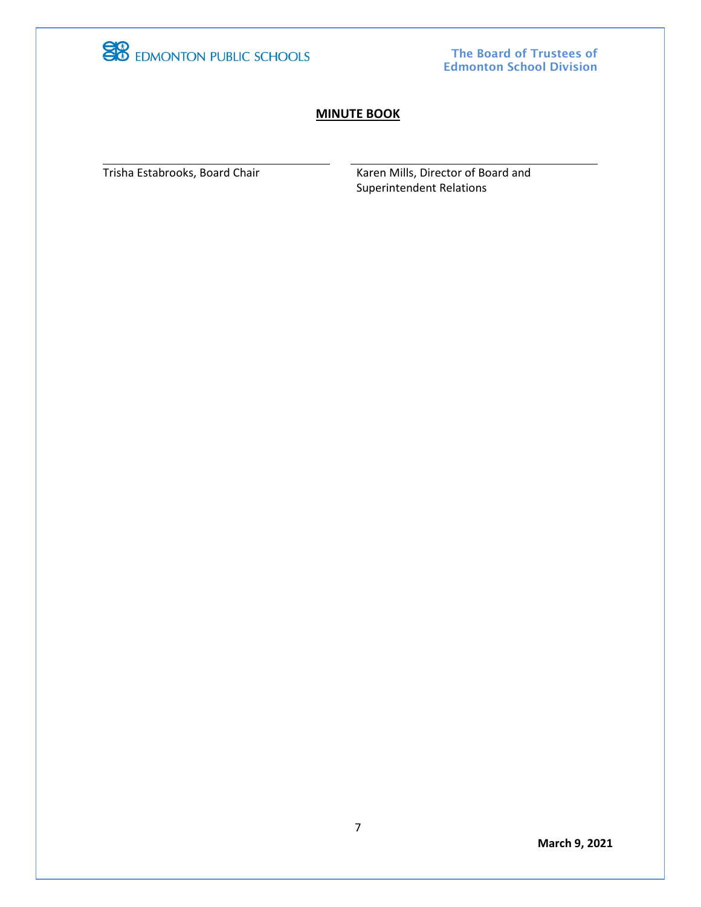EDMONTON PUBLIC SCHOOLS

The Board of Trustees of Edmonton School Division

**MINUTE BOOK**

| | |
|---|---|
| ______________________________ | ______________________________ |
| Trisha Estabrooks, Board Chair | Karen Mills, Director of Board and Superintendent Relations |

**March 9, 2021**